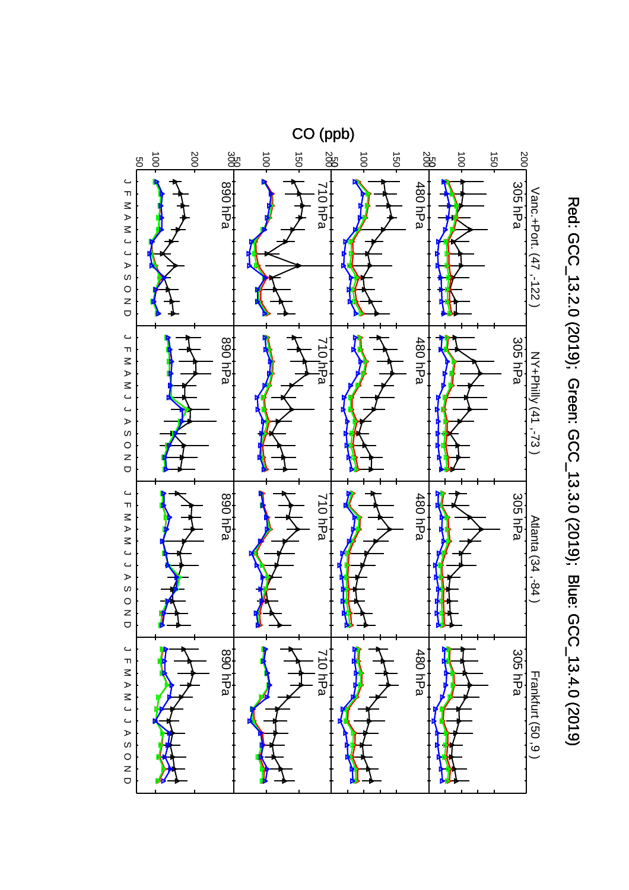# Red: GCC_13.2.0 (2019); Green: GCC_13.3.0 (2019); Blue: GCC_13.4.0 (2019)

CO (ppb)

Vanc.+Port. (47 ,-122 ) | NY+Philly (41 ,-73 ) | Atlanta (34 ,-84 ) | Frankfurt (50 ,9 )

305 hPa | 480 hPa | 710 hPa | 890 hPa

J F M A M J J A S O N D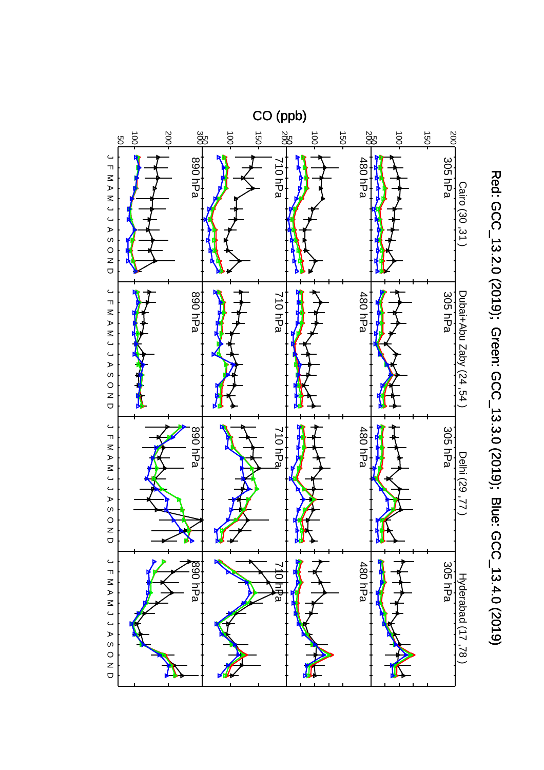Red: GCC_13.2.0 (2019); Green: GCC_13.3.0 (2019); Blue: GCC_13.4.0 (2019)

CO (ppb)

Cairo (30 ,31 ) | Dubai+Abu Zaby (24 ,54 ) | Delhi (29 ,77 ) | Hyderabad (17 ,78 )

305 hPa | 480 hPa | 710 hPa | 890 hPa

J F M A M J J A S O N D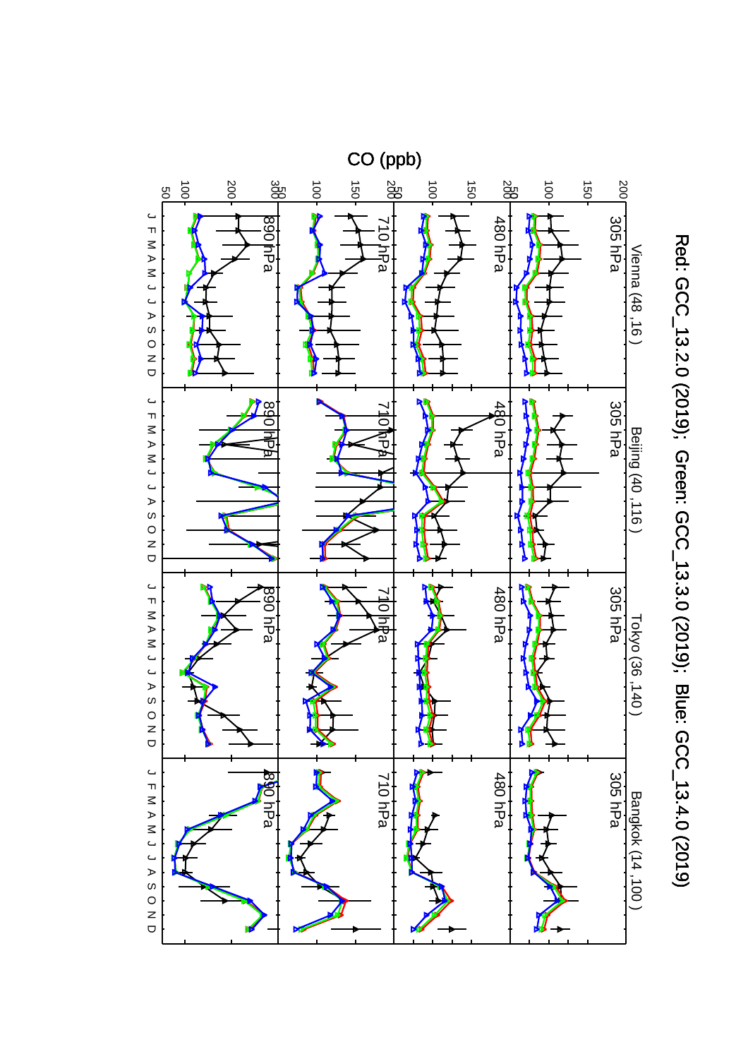Red: GCC_13.2.0 (2019); Green: GCC_13.3.0 (2019); Blue: GCC_13.4.0 (2019)

Vienna (48 ,16 )

Beijing (40 ,116 )

Tokyo (36 ,140 )

Bangkok (14 ,100 )

305 hPa

480 hPa

710 hPa

890 hPa

CO (ppb)

J F M A M J J A S O N D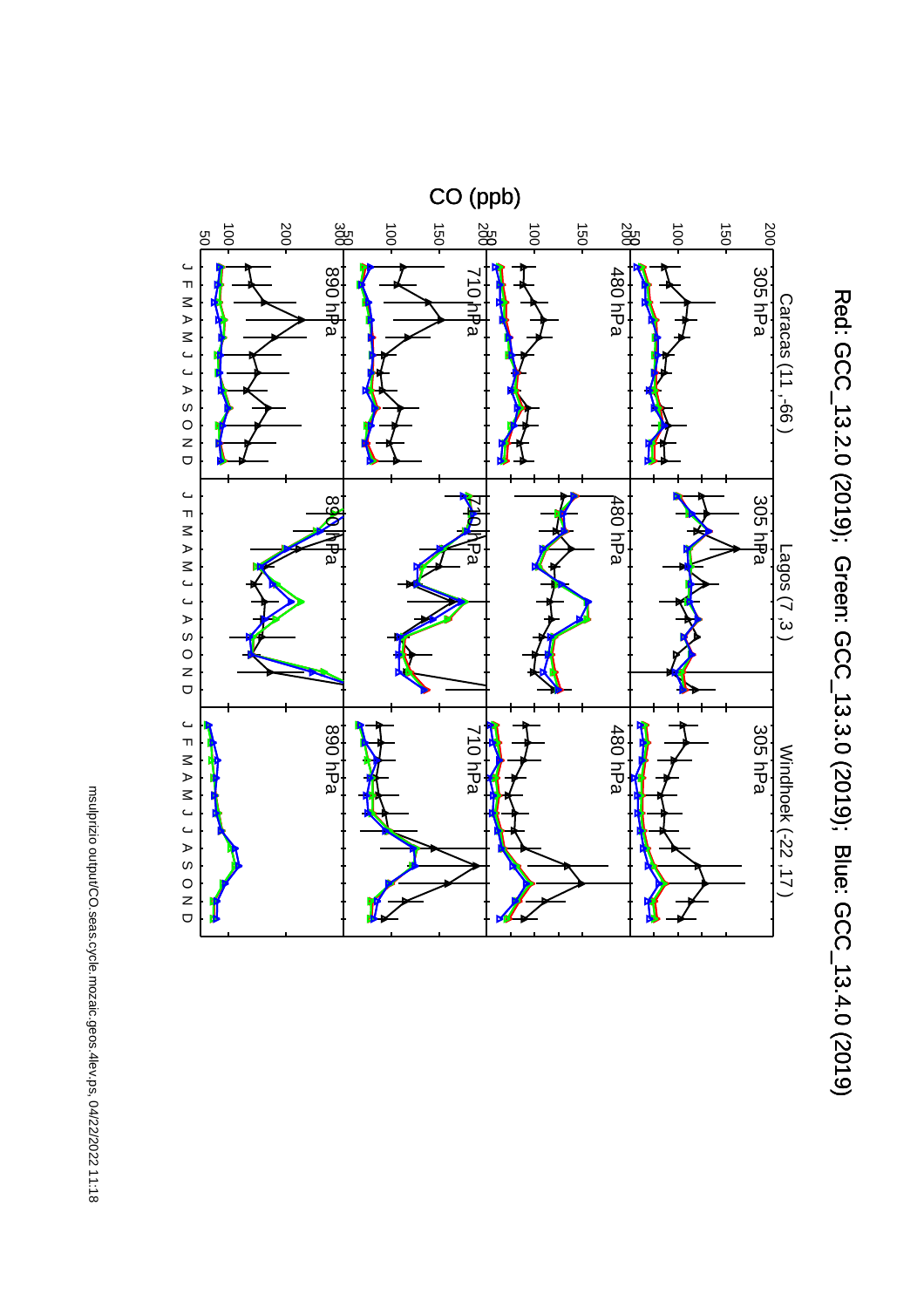Red: GCC_13.2.0 (2019); Green: GCC_13.3.0 (2019); Blue: GCC_13.4.0 (2019)

CO (ppb)

Caracas (11 ,-66 )

Lagos (7 ,3 )

Windhoek (-22 ,17 )

305 hPa

480 hPa

710 hPa

890 hPa

50
100
150
200

50
100
150
200

50
100
150
200
250

50
100
200
300

J F M A M J J A S O N D

msulprizio output/CO.seas.cycle.mozaic.geos.4lev.ps, 04/22/2022 11:18